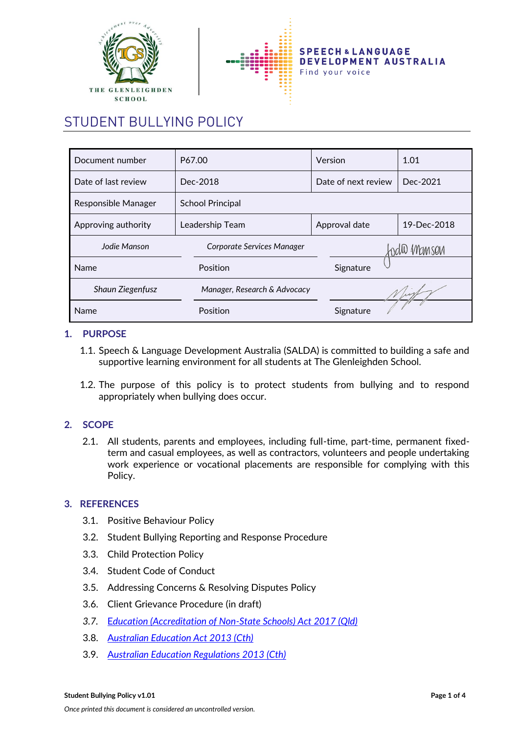# STUDENT BULLYING POLICY

| Document number | P67.00 | Version | 1.01 |
|---|---|---|---|
| Date of last review | Dec-2018 | Date of next review | Dec-2021 |
| Responsible Manager | School Principal | | |
| Approving authority | Leadership Team | Approval date | 19-Dec-2018 |
| *Jodie Manson* | *Corporate Services Manager* | | |
| Name | Position | Signature | |
| *Shaun Ziegenfusz* | *Manager, Research & Advocacy* | | |
| Name | Position | Signature | |

## 1. PURPOSE

1.1. Speech & Language Development Australia (SALDA) is committed to building a safe and supportive learning environment for all students at The Glenleighden School.

1.2. The purpose of this policy is to protect students from bullying and to respond appropriately when bullying does occur.

## 2. SCOPE

2.1. All students, parents and employees, including full-time, part-time, permanent fixed-term and casual employees, as well as contractors, volunteers and people undertaking work experience or vocational placements are responsible for complying with this Policy.

## 3. REFERENCES

3.1. Positive Behaviour Policy

3.2. Student Bullying Reporting and Response Procedure

3.3. Child Protection Policy

3.4. Student Code of Conduct

3.5. Addressing Concerns & Resolving Disputes Policy

3.6. Client Grievance Procedure (in draft)

3.7. *Education (Accreditation of Non-State Schools) Act 2017 (Qld)*

3.8. *Australian Education Act 2013 (Cth)*

3.9. *Australian Education Regulations 2013 (Cth)*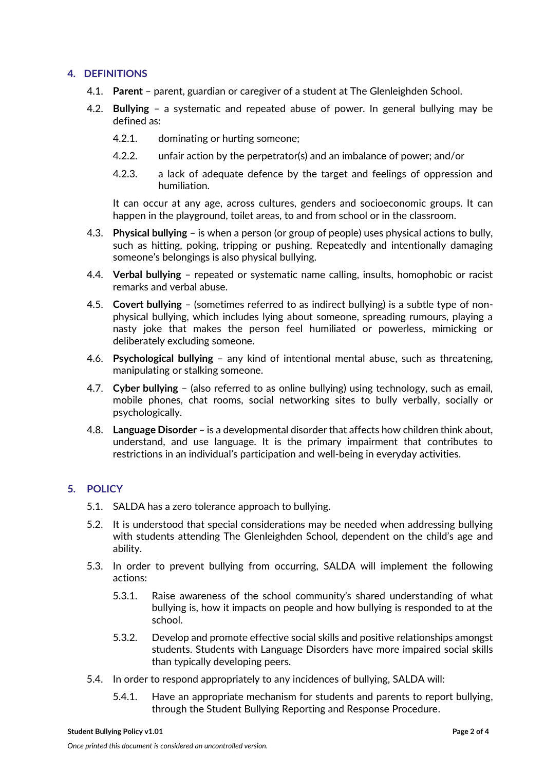## 4. DEFINITIONS

4.1. **Parent** – parent, guardian or caregiver of a student at The Glenleighden School.

4.2. **Bullying** – a systematic and repeated abuse of power. In general bullying may be defined as:

   4.2.1. dominating or hurting someone;

   4.2.2. unfair action by the perpetrator(s) and an imbalance of power; and/or

   4.2.3. a lack of adequate defence by the target and feelings of oppression and humiliation.

   It can occur at any age, across cultures, genders and socioeconomic groups. It can happen in the playground, toilet areas, to and from school or in the classroom.

4.3. **Physical bullying** – is when a person (or group of people) uses physical actions to bully, such as hitting, poking, tripping or pushing. Repeatedly and intentionally damaging someone's belongings is also physical bullying.

4.4. **Verbal bullying** – repeated or systematic name calling, insults, homophobic or racist remarks and verbal abuse.

4.5. **Covert bullying** – (sometimes referred to as indirect bullying) is a subtle type of non-physical bullying, which includes lying about someone, spreading rumours, playing a nasty joke that makes the person feel humiliated or powerless, mimicking or deliberately excluding someone.

4.6. **Psychological bullying** – any kind of intentional mental abuse, such as threatening, manipulating or stalking someone.

4.7. **Cyber bullying** – (also referred to as online bullying) using technology, such as email, mobile phones, chat rooms, social networking sites to bully verbally, socially or psychologically.

4.8. **Language Disorder** – is a developmental disorder that affects how children think about, understand, and use language. It is the primary impairment that contributes to restrictions in an individual's participation and well-being in everyday activities.

## 5. POLICY

5.1. SALDA has a zero tolerance approach to bullying.

5.2. It is understood that special considerations may be needed when addressing bullying with students attending The Glenleighden School, dependent on the child's age and ability.

5.3. In order to prevent bullying from occurring, SALDA will implement the following actions:

   5.3.1. Raise awareness of the school community's shared understanding of what bullying is, how it impacts on people and how bullying is responded to at the school.

   5.3.2. Develop and promote effective social skills and positive relationships amongst students. Students with Language Disorders have more impaired social skills than typically developing peers.

5.4. In order to respond appropriately to any incidences of bullying, SALDA will:

   5.4.1. Have an appropriate mechanism for students and parents to report bullying, through the Student Bullying Reporting and Response Procedure.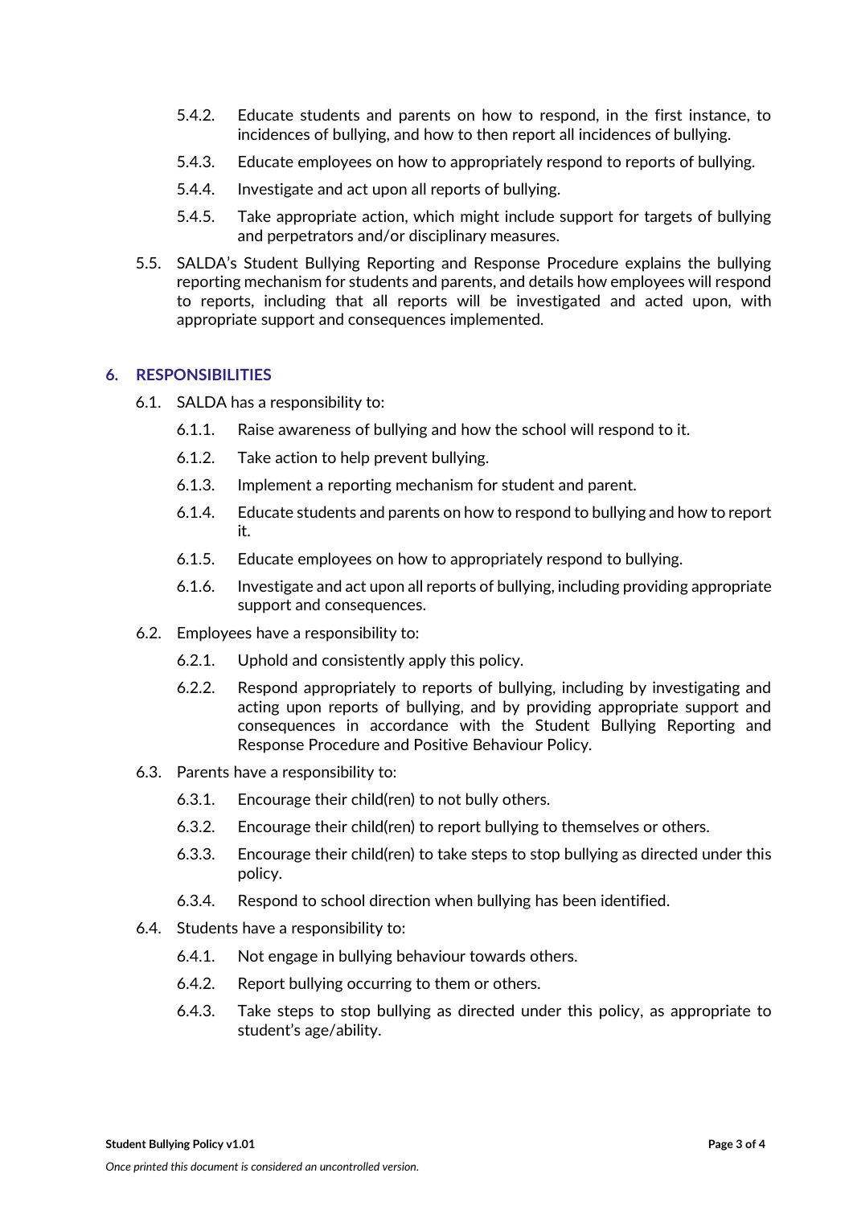5.4.2. Educate students and parents on how to respond, in the first instance, to incidences of bullying, and how to then report all incidences of bullying.

5.4.3. Educate employees on how to appropriately respond to reports of bullying.

5.4.4. Investigate and act upon all reports of bullying.

5.4.5. Take appropriate action, which might include support for targets of bullying and perpetrators and/or disciplinary measures.

5.5. SALDA's Student Bullying Reporting and Response Procedure explains the bullying reporting mechanism for students and parents, and details how employees will respond to reports, including that all reports will be investigated and acted upon, with appropriate support and consequences implemented.

## 6. RESPONSIBILITIES

6.1. SALDA has a responsibility to:

6.1.1. Raise awareness of bullying and how the school will respond to it.

6.1.2. Take action to help prevent bullying.

6.1.3. Implement a reporting mechanism for student and parent.

6.1.4. Educate students and parents on how to respond to bullying and how to report it.

6.1.5. Educate employees on how to appropriately respond to bullying.

6.1.6. Investigate and act upon all reports of bullying, including providing appropriate support and consequences.

6.2. Employees have a responsibility to:

6.2.1. Uphold and consistently apply this policy.

6.2.2. Respond appropriately to reports of bullying, including by investigating and acting upon reports of bullying, and by providing appropriate support and consequences in accordance with the Student Bullying Reporting and Response Procedure and Positive Behaviour Policy.

6.3. Parents have a responsibility to:

6.3.1. Encourage their child(ren) to not bully others.

6.3.2. Encourage their child(ren) to report bullying to themselves or others.

6.3.3. Encourage their child(ren) to take steps to stop bullying as directed under this policy.

6.3.4. Respond to school direction when bullying has been identified.

6.4. Students have a responsibility to:

6.4.1. Not engage in bullying behaviour towards others.

6.4.2. Report bullying occurring to them or others.

6.4.3. Take steps to stop bullying as directed under this policy, as appropriate to student's age/ability.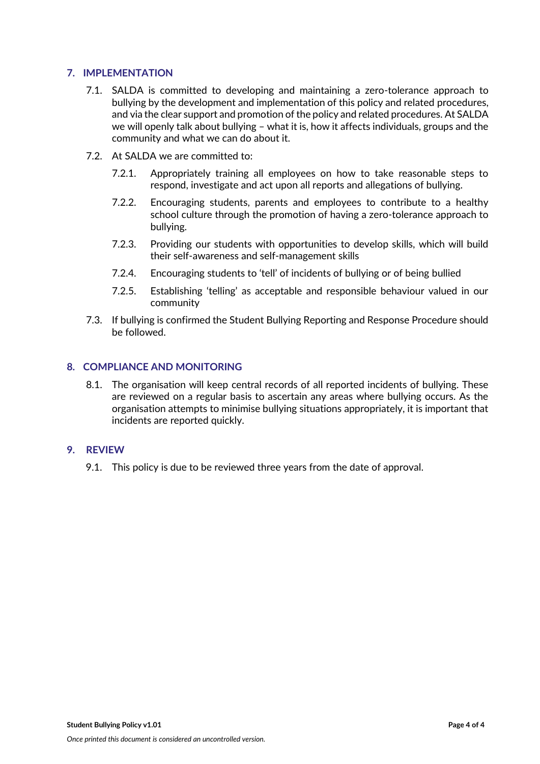## 7. IMPLEMENTATION

7.1. SALDA is committed to developing and maintaining a zero-tolerance approach to bullying by the development and implementation of this policy and related procedures, and via the clear support and promotion of the policy and related procedures. At SALDA we will openly talk about bullying – what it is, how it affects individuals, groups and the community and what we can do about it.

7.2. At SALDA we are committed to:

7.2.1. Appropriately training all employees on how to take reasonable steps to respond, investigate and act upon all reports and allegations of bullying.

7.2.2. Encouraging students, parents and employees to contribute to a healthy school culture through the promotion of having a zero-tolerance approach to bullying.

7.2.3. Providing our students with opportunities to develop skills, which will build their self-awareness and self-management skills

7.2.4. Encouraging students to 'tell' of incidents of bullying or of being bullied

7.2.5. Establishing 'telling' as acceptable and responsible behaviour valued in our community

7.3. If bullying is confirmed the Student Bullying Reporting and Response Procedure should be followed.

## 8. COMPLIANCE AND MONITORING

8.1. The organisation will keep central records of all reported incidents of bullying. These are reviewed on a regular basis to ascertain any areas where bullying occurs. As the organisation attempts to minimise bullying situations appropriately, it is important that incidents are reported quickly.

## 9. REVIEW

9.1. This policy is due to be reviewed three years from the date of approval.